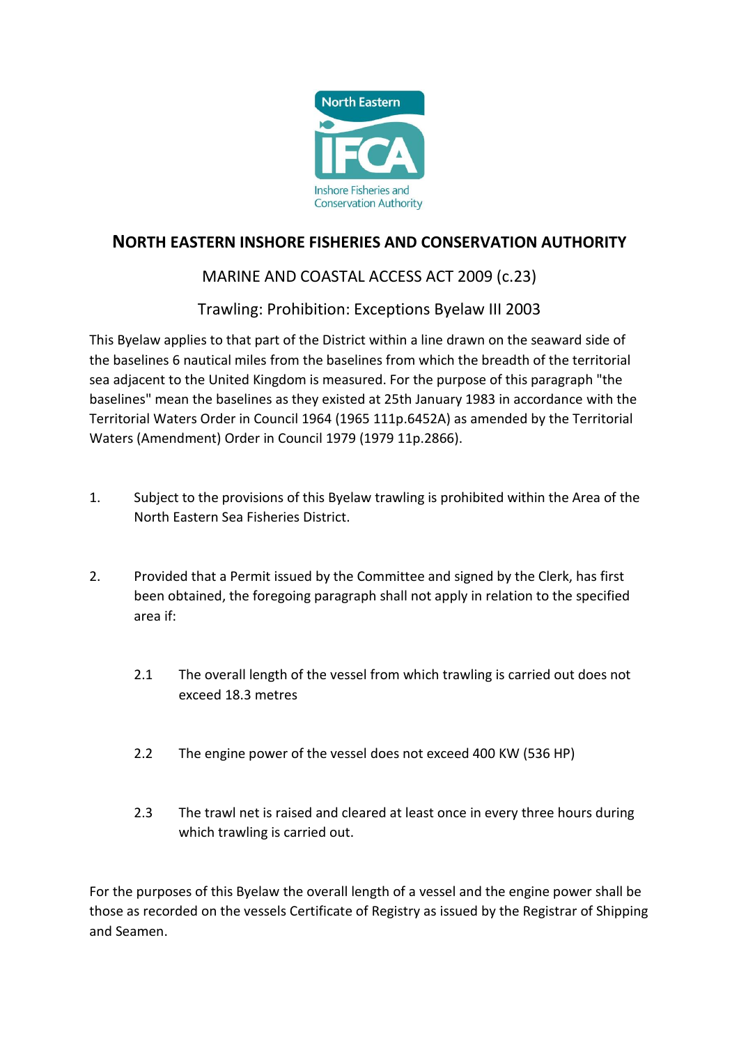# NORTH EASTERN INSHORE FISHERIES AND CONSERVATION AUTHORITY

## MARINE AND COASTAL ACCESS ACT 2009 (c.23)

## Trawling: Prohibition: Exceptions Byelaw III 2003

This Byelaw applies to that part of the District within a line drawn on the seaward side of the baselines 6 nautical miles from the baselines from which the breadth of the territorial sea adjacent to the United Kingdom is measured. For the purpose of this paragraph "the baselines" mean the baselines as they existed at 25th January 1983 in accordance with the Territorial Waters Order in Council 1964 (1965 111p.6452A) as amended by the Territorial Waters (Amendment) Order in Council 1979 (1979 11p.2866).

1. Subject to the provisions of this Byelaw trawling is prohibited within the Area of the North Eastern Sea Fisheries District.

2. Provided that a Permit issued by the Committee and signed by the Clerk, has first been obtained, the foregoing paragraph shall not apply in relation to the specified area if:

   2.1 The overall length of the vessel from which trawling is carried out does not exceed 18.3 metres

   2.2 The engine power of the vessel does not exceed 400 KW (536 HP)

   2.3 The trawl net is raised and cleared at least once in every three hours during which trawling is carried out.

For the purposes of this Byelaw the overall length of a vessel and the engine power shall be those as recorded on the vessels Certificate of Registry as issued by the Registrar of Shipping and Seamen.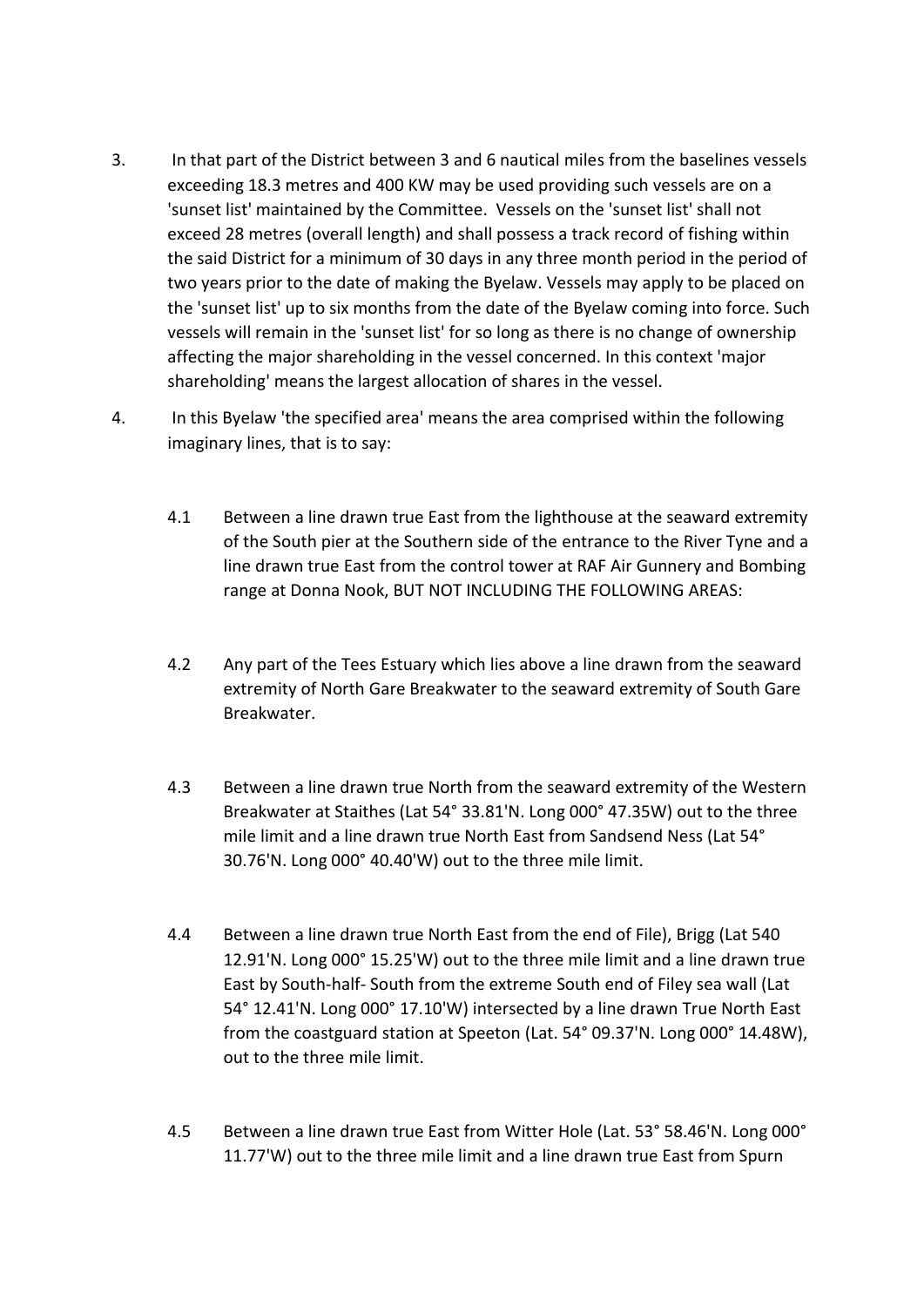3. In that part of the District between 3 and 6 nautical miles from the baselines vessels exceeding 18.3 metres and 400 KW may be used providing such vessels are on a 'sunset list' maintained by the Committee. Vessels on the 'sunset list' shall not exceed 28 metres (overall length) and shall possess a track record of fishing within the said District for a minimum of 30 days in any three month period in the period of two years prior to the date of making the Byelaw. Vessels may apply to be placed on the 'sunset list' up to six months from the date of the Byelaw coming into force. Such vessels will remain in the 'sunset list' for so long as there is no change of ownership affecting the major shareholding in the vessel concerned. In this context 'major shareholding' means the largest allocation of shares in the vessel.

4. In this Byelaw 'the specified area' means the area comprised within the following imaginary lines, that is to say:

   4.1 Between a line drawn true East from the lighthouse at the seaward extremity of the South pier at the Southern side of the entrance to the River Tyne and a line drawn true East from the control tower at RAF Air Gunnery and Bombing range at Donna Nook, BUT NOT INCLUDING THE FOLLOWING AREAS:

   4.2 Any part of the Tees Estuary which lies above a line drawn from the seaward extremity of North Gare Breakwater to the seaward extremity of South Gare Breakwater.

   4.3 Between a line drawn true North from the seaward extremity of the Western Breakwater at Staithes (Lat 54° 33.81'N. Long 000° 47.35W) out to the three mile limit and a line drawn true North East from Sandsend Ness (Lat 54° 30.76'N. Long 000° 40.40'W) out to the three mile limit.

   4.4 Between a line drawn true North East from the end of File), Brigg (Lat 540 12.91'N. Long 000° 15.25'W) out to the three mile limit and a line drawn true East by South-half- South from the extreme South end of Filey sea wall (Lat 54° 12.41'N. Long 000° 17.10'W) intersected by a line drawn True North East from the coastguard station at Speeton (Lat. 54° 09.37'N. Long 000° 14.48W), out to the three mile limit.

   4.5 Between a line drawn true East from Witter Hole (Lat. 53° 58.46'N. Long 000° 11.77'W) out to the three mile limit and a line drawn true East from Spurn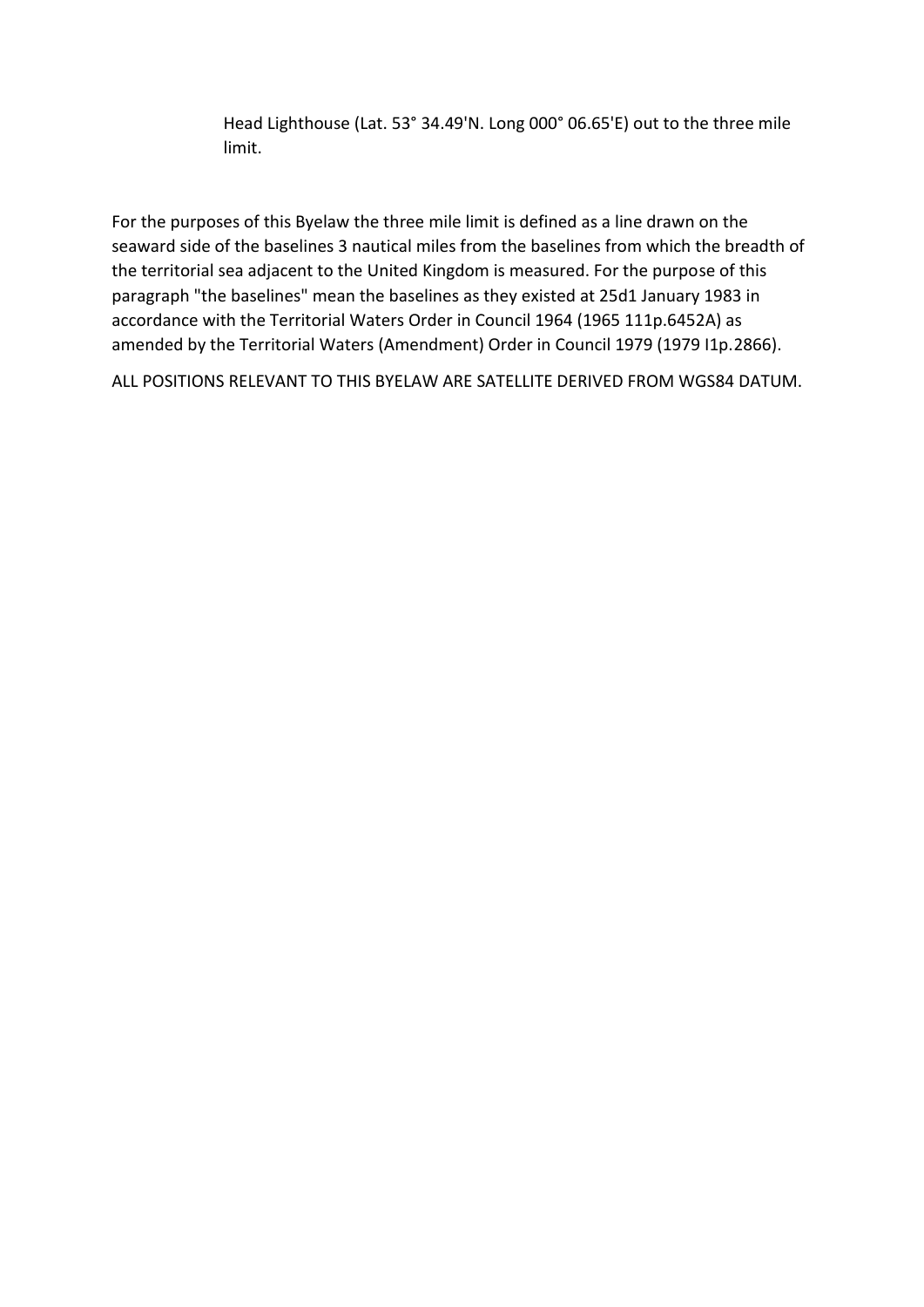Head Lighthouse (Lat. 53° 34.49'N. Long 000° 06.65'E) out to the three mile limit.

For the purposes of this Byelaw the three mile limit is defined as a line drawn on the seaward side of the baselines 3 nautical miles from the baselines from which the breadth of the territorial sea adjacent to the United Kingdom is measured. For the purpose of this paragraph "the baselines" mean the baselines as they existed at 25d1 January 1983 in accordance with the Territorial Waters Order in Council 1964 (1965 111p.6452A) as amended by the Territorial Waters (Amendment) Order in Council 1979 (1979 I1p.2866).

ALL POSITIONS RELEVANT TO THIS BYELAW ARE SATELLITE DERIVED FROM WGS84 DATUM.